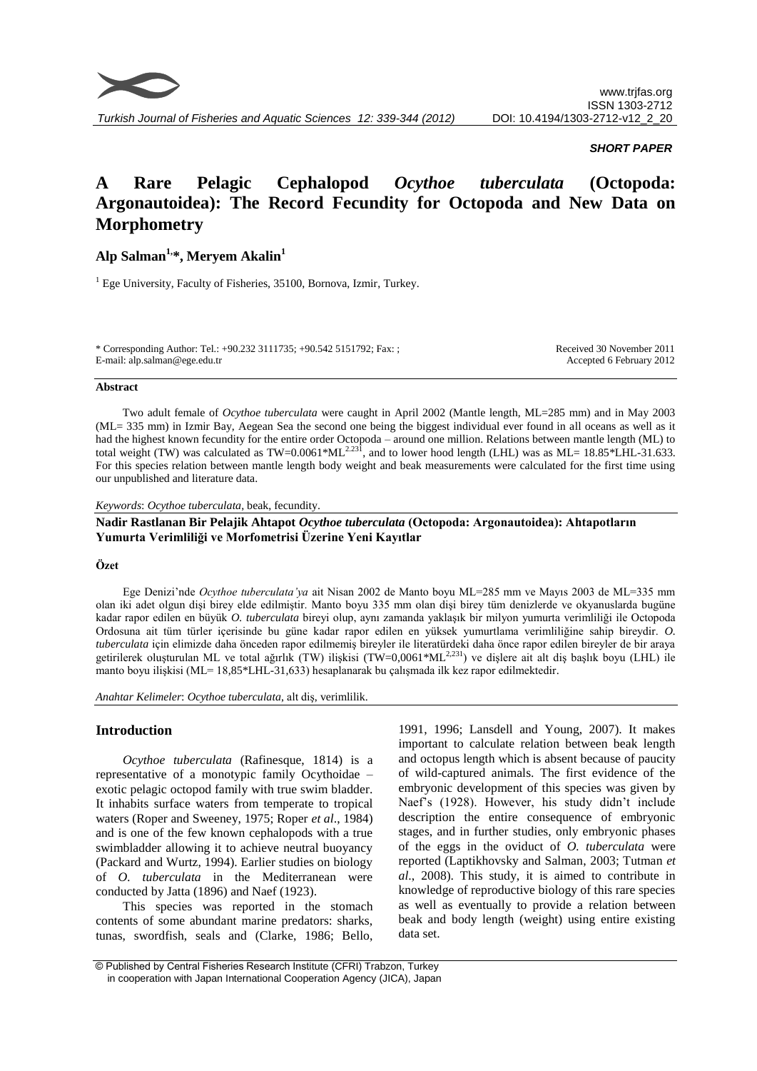*SHORT PAPER*

# A Rare Pelagic Cephalopod *Ocythoe tuberculata* (Octopoda: Argonautoidea): The Record Fecundity for Octopoda and New Data on Morphometry

**Alp Salman[1,*], Meryem Akalin[1]**

[1] Ege University, Faculty of Fisheries, 35100, Bornova, Izmir, Turkey.

\* Corresponding Author: Tel.: +90.232 3111735; +90.542 5151792; Fax: ;
E-mail: alp.salman@ege.edu.tr

Received 30 November 2011
Accepted 6 February 2012

#### Abstract

Two adult female of *Ocythoe tuberculata* were caught in April 2002 (Mantle length, ML=285 mm) and in May 2003 (ML= 335 mm) in Izmir Bay, Aegean Sea the second one being the biggest individual ever found in all oceans as well as it had the highest known fecundity for the entire order Octopoda – around one million. Relations between mantle length (ML) to total weight (TW) was calculated as $TW=0.0061*ML^{2.231}$, and to lower hood length (LHL) was as ML= 18.85*LHL-31.633. For this species relation between mantle length body weight and beak measurements were calculated for the first time using our unpublished and literature data.

*Keywords*: *Ocythoe tuberculata*, beak, fecundity.

**Nadir Rastlanan Bir Pelajik Ahtapot *Ocythoe tuberculata* (Octopoda: Argonautoidea): Ahtapotların Yumurta Verimliliği ve Morfometrisi Üzerine Yeni Kayıtlar**

#### Özet

Ege Denizi'nde *Ocythoe tuberculata'ya* ait Nisan 2002 de Manto boyu ML=285 mm ve Mayıs 2003 de ML=335 mm olan iki adet olgun dişi birey elde edilmiştir. Manto boyu 335 mm olan dişi birey tüm denizlerde ve okyanuslarda bugüne kadar rapor edilen en büyük *O. tuberculata* bireyi olup, aynı zamanda yaklaşık bir milyon yumurta verimliliği ile Octopoda Ordosuna ait tüm türler içerisinde bu güne kadar rapor edilen en yüksek yumurtlama verimliliğine sahip bireydir. *O. tuberculata* için elimizde daha önceden rapor edilmemiş bireyler ile literatürdeki daha önce rapor edilen bireyler de bir araya getirilerek oluşturulan ML ve total ağırlık (TW) ilişkisi ($TW=0,0061*ML^{2,231}$) ve dişlere ait alt diş başlık boyu (LHL) ile manto boyu ilişkisi (ML= 18,85*LHL-31,633) hesaplanarak bu çalışmada ilk kez rapor edilmektedir.

*Anahtar Kelimeler*: *Ocythoe tuberculata*, alt diş, verimlilik.

## Introduction

*Ocythoe tuberculata* (Rafinesque, 1814) is a representative of a monotypic family Ocythoidae – exotic pelagic octopod family with true swim bladder. It inhabits surface waters from temperate to tropical waters (Roper and Sweeney, 1975; Roper *et al*., 1984) and is one of the few known cephalopods with a true swimbladder allowing it to achieve neutral buoyancy (Packard and Wurtz, 1994). Earlier studies on biology of *O. tuberculata* in the Mediterranean were conducted by Jatta (1896) and Naef (1923).

This species was reported in the stomach contents of some abundant marine predators: sharks, tunas, swordfish, seals and (Clarke, 1986; Bello, 1991, 1996; Lansdell and Young, 2007). It makes important to calculate relation between beak length and octopus length which is absent because of paucity of wild-captured animals. The first evidence of the embryonic development of this species was given by Naef's (1928). However, his study didn't include description the entire consequence of embryonic stages, and in further studies, only embryonic phases of the eggs in the oviduct of *O. tuberculata* were reported (Laptikhovsky and Salman, 2003; Tutman *et al*., 2008). This study, it is aimed to contribute in knowledge of reproductive biology of this rare species as well as eventually to provide a relation between beak and body length (weight) using entire existing data set.

© Published by Central Fisheries Research Institute (CFRI) Trabzon, Turkey in cooperation with Japan International Cooperation Agency (JICA), Japan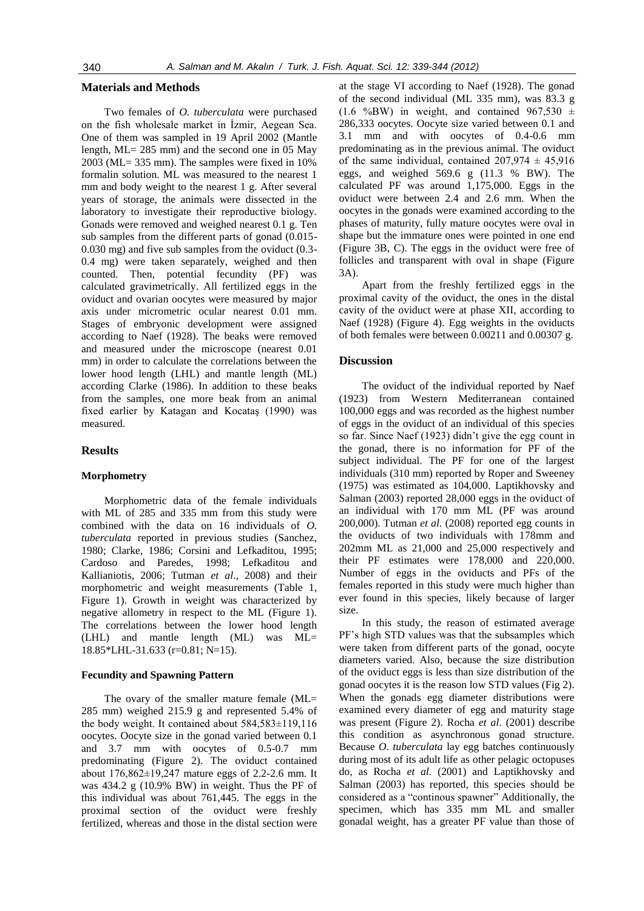## Materials and Methods

Two females of *O. tuberculata* were purchased on the fish wholesale market in İzmir, Aegean Sea. One of them was sampled in 19 April 2002 (Mantle length, ML= 285 mm) and the second one in 05 May 2003 (ML= 335 mm). The samples were fixed in 10% formalin solution. ML was measured to the nearest 1 mm and body weight to the nearest 1 g. After several years of storage, the animals were dissected in the laboratory to investigate their reproductive biology. Gonads were removed and weighed nearest 0.1 g. Ten sub samples from the different parts of gonad (0.015-0.030 mg) and five sub samples from the oviduct (0.3-0.4 mg) were taken separately, weighed and then counted. Then, potential fecundity (PF) was calculated gravimetrically. All fertilized eggs in the oviduct and ovarian oocytes were measured by major axis under micrometric ocular nearest 0.01 mm. Stages of embryonic development were assigned according to Naef (1928). The beaks were removed and measured under the microscope (nearest 0.01 mm) in order to calculate the correlations between the lower hood length (LHL) and mantle length (ML) according Clarke (1986). In addition to these beaks from the samples, one more beak from an animal fixed earlier by Katagan and Kocataş (1990) was measured.

## Results

### Morphometry

Morphometric data of the female individuals with ML of 285 and 335 mm from this study were combined with the data on 16 individuals of *O. tuberculata* reported in previous studies (Sanchez, 1980; Clarke, 1986; Corsini and Lefkaditou, 1995; Cardoso and Paredes, 1998; Lefkaditou and Kallianiotis, 2006; Tutman *et al*., 2008) and their morphometric and weight measurements (Table 1, Figure 1). Growth in weight was characterized by negative allometry in respect to the ML (Figure 1). The correlations between the lower hood length (LHL) and mantle length (ML) was ML= 18.85*LHL-31.633 (r=0.81; N=15).

### Fecundity and Spawning Pattern

The ovary of the smaller mature female (ML= 285 mm) weighed 215.9 g and represented 5.4% of the body weight. It contained about 584,583±119,116 oocytes. Oocyte size in the gonad varied between 0.1 and 3.7 mm with oocytes of 0.5-0.7 mm predominating (Figure 2). The oviduct contained about 176,862±19,247 mature eggs of 2.2-2.6 mm. It was 434.2 g (10.9% BW) in weight. Thus the PF of this individual was about 761,445. The eggs in the proximal section of the oviduct were freshly fertilized, whereas and those in the distal section were at the stage VI according to Naef (1928). The gonad of the second individual (ML 335 mm), was 83.3 g (1.6 %BW) in weight, and contained 967,530 ± 286,333 oocytes. Oocyte size varied between 0.1 and 3.1 mm and with oocytes of 0.4-0.6 mm predominating as in the previous animal. The oviduct of the same individual, contained 207,974 ± 45,916 eggs, and weighed 569.6 g (11.3 % BW). The calculated PF was around 1,175,000. Eggs in the oviduct were between 2.4 and 2.6 mm. When the oocytes in the gonads were examined according to the phases of maturity, fully mature oocytes were oval in shape but the immature ones were pointed in one end (Figure 3B, C). The eggs in the oviduct were free of follicles and transparent with oval in shape (Figure 3A).

Apart from the freshly fertilized eggs in the proximal cavity of the oviduct, the ones in the distal cavity of the oviduct were at phase XII, according to Naef (1928) (Figure 4). Egg weights in the oviducts of both females were between 0.00211 and 0.00307 g.

## Discussion

The oviduct of the individual reported by Naef (1923) from Western Mediterranean contained 100,000 eggs and was recorded as the highest number of eggs in the oviduct of an individual of this species so far. Since Naef (1923) didn't give the egg count in the gonad, there is no information for PF of the subject individual. The PF for one of the largest individuals (310 mm) reported by Roper and Sweeney (1975) was estimated as 104,000. Laptikhovsky and Salman (2003) reported 28,000 eggs in the oviduct of an individual with 170 mm ML (PF was around 200,000). Tutman *et al.* (2008) reported egg counts in the oviducts of two individuals with 178mm and 202mm ML as 21,000 and 25,000 respectively and their PF estimates were 178,000 and 220,000. Number of eggs in the oviducts and PFs of the females reported in this study were much higher than ever found in this species, likely because of larger size.

In this study, the reason of estimated average PF's high STD values was that the subsamples which were taken from different parts of the gonad, oocyte diameters varied. Also, because the size distribution of the oviduct eggs is less than size distribution of the gonad oocytes it is the reason low STD values (Fig 2). When the gonads egg diameter distributions were examined every diameter of egg and maturity stage was present (Figure 2). Rocha *et al*. (2001) describe this condition as asynchronous gonad structure. Because *O. tuberculata* lay egg batches continuously during most of its adult life as other pelagic octopuses do, as Rocha *et al.* (2001) and Laptikhovsky and Salman (2003) has reported, this species should be considered as a "continous spawner" Additionally, the specimen, which has 335 mm ML and smaller gonadal weight, has a greater PF value than those of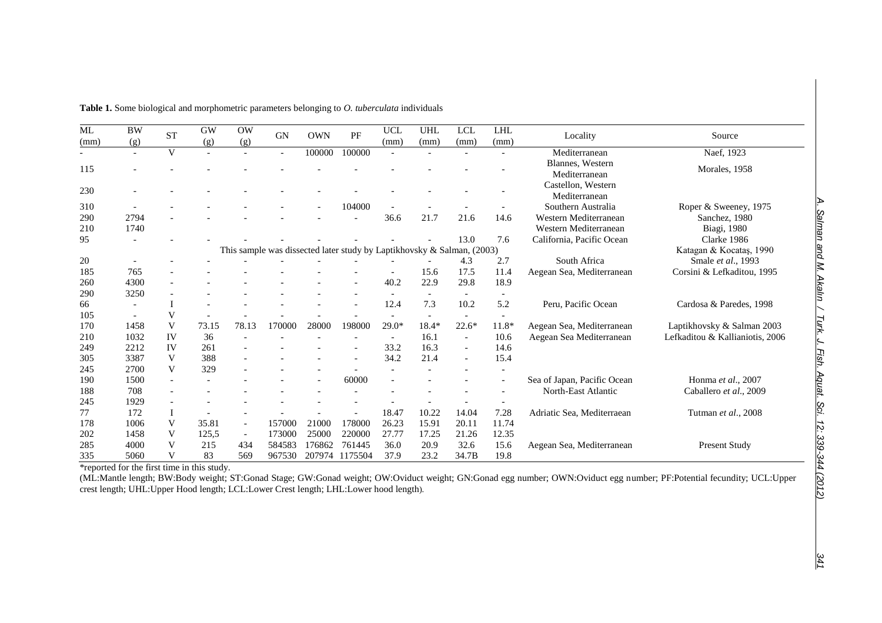**Table 1.** Some biological and morphometric parameters belonging to *O. tuberculata* individuals

| ML (mm) | BW (g) | ST | GW (g) | OW (g) | GN | OWN | PF | UCL (mm) | UHL (mm) | LCL (mm) | LHL (mm) | Locality | Source |
|---|---|---|---|---|---|---|---|---|---|---|---|---|---|
| - | - | V | - | - | - | 100000 | 100000 | - | - | - | - | Mediterranean | Naef, 1923 |
| 115 | - | - | - | - | - | - | - | - | - | - | - | Blannes, Western Mediterranean | Morales, 1958 |
| 230 | - | - | - | - | - | - | - | - | - | - | - | Castellon, Western Mediterranean | |
| 310 | - | - | - | - | - | - | 104000 | - | - | - | - | Southern Australia | Roper & Sweeney, 1975 |
| 290 | 2794 | - | - | - | - | - | - | 36.6 | 21.7 | 21.6 | 14.6 | Western Mediterranean | Sanchez, 1980 |
| 210 | 1740 | | | | | | | | | | | Western Mediterranean | Biagi, 1980 |
| 95 | - | - | - | - | - | - | - | - | - | 13.0 | 7.6 | California, Pacific Ocean | Clarke 1986 |
| This sample was dissected later study by Laptikhovsky & Salman, (2003) | | | | | | | | | | | | | Katagan & Kocataş, 1990 |
| 20 | - | - | - | - | - | - | - | - | - | 4.3 | 2.7 | South Africa | Smale *et al*., 1993 |
| 185 | 765 | - | - | - | - | - | - | - | 15.6 | 17.5 | 11.4 | Aegean Sea, Mediterranean | Corsini & Lefkaditou, 1995 |
| 260 | 4300 | - | - | - | - | - | - | 40.2 | 22.9 | 29.8 | 18.9 | | |
| 290 | 3250 | - | - | - | - | - | - | - | - | - | - | | |
| 66 | - | I | - | - | - | - | - | 12.4 | 7.3 | 10.2 | 5.2 | Peru, Pacific Ocean | Cardosa & Paredes, 1998 |
| 105 | - | V | - | - | - | - | - | - | - | - | - | | |
| 170 | 1458 | V | 73.15 | 78.13 | 170000 | 28000 | 198000 | 29.0* | 18.4* | 22.6* | 11.8* | Aegean Sea, Mediterranean | Laptikhovsky & Salman 2003 |
| 210 | 1032 | IV | 36 | - | - | - | - | - | 16.1 | - | 10.6 | Aegean Sea Mediterranean | Lefkaditou & Kallianiotis, 2006 |
| 249 | 2212 | IV | 261 | - | - | - | - | 33.2 | 16.3 | - | 14.6 | | |
| 305 | 3387 | V | 388 | - | - | - | - | 34.2 | 21.4 | - | 15.4 | | |
| 245 | 2700 | V | 329 | - | - | - | - | - | - | - | - | | |
| 190 | 1500 | - | - | - | - | - | 60000 | - | - | - | - | Sea of Japan, Pacific Ocean | Honma *et al*., 2007 |
| 188 | 708 | - | - | - | - | - | - | - | - | - | - | North-East Atlantic | Caballero *et al*., 2009 |
| 245 | 1929 | - | - | - | - | - | - | - | - | - | - | | |
| 77 | 172 | I | - | - | - | - | - | 18.47 | 10.22 | 14.04 | 7.28 | Adriatic Sea, Mediterraean | Tutman *et al*., 2008 |
| 178 | 1006 | V | 35.81 | - | 157000 | 21000 | 178000 | 26.23 | 15.91 | 20.11 | 11.74 | | |
| 202 | 1458 | V | 125,5 | - | 173000 | 25000 | 220000 | 27.77 | 17.25 | 21.26 | 12.35 | | |
| 285 | 4000 | V | 215 | 434 | 584583 | 176862 | 761445 | 36.0 | 20.9 | 32.6 | 15.6 | Aegean Sea, Mediterranean | Present Study |
| 335 | 5060 | V | 83 | 569 | 967530 | 207974 | 1175504 | 37.9 | 23.2 | 34.7B | 19.8 | | |

*reported for the first time in this study.

(ML:Mantle length; BW:Body weight; ST:Gonad Stage; GW:Gonad weight; OW:Oviduct weight; GN:Gonad egg number; OWN:Oviduct egg number; PF:Potential fecundity; UCL:Upper crest length; UHL:Upper Hood length; LCL:Lower Crest length; LHL:Lower hood length).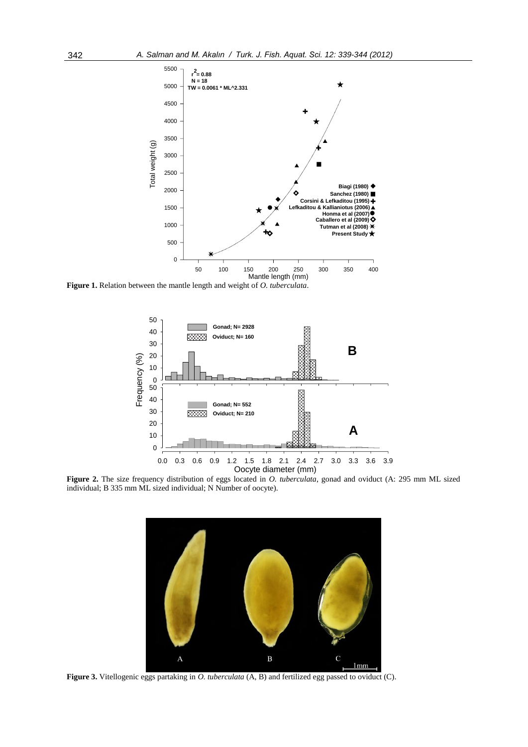5500
$r^2 = 0.88$
N = 18
TW = 0.0061 * ML^2.331

Total weight (g)

Biagi (1980)
Sanchez (1980)
Corsini & Lefkaditou (1995)
Lefkaditou & Kallianiotus (2006)
Honma et al (2007)
Caballero et al (2009)
Tutman et al (2008)
Present Study

Mantle length (mm)

**Figure 1.** Relation between the mantle length and weight of *O. tuberculata*.

Gonad; N= 2928
Oviduct; N= 160
B

Frequency (%)

Gonad; N= 552
Oviduct; N= 210
A

Oocyte diameter (mm)

**Figure 2.** The size frequency distribution of eggs located in *O. tuberculata*, gonad and oviduct (A: 295 mm ML sized individual; B 335 mm ML sized individual; N Number of oocyte).

A B C
1mm

**Figure 3.** Vitellogenic eggs partaking in *O. tuberculata* (A, B) and fertilized egg passed to oviduct (C).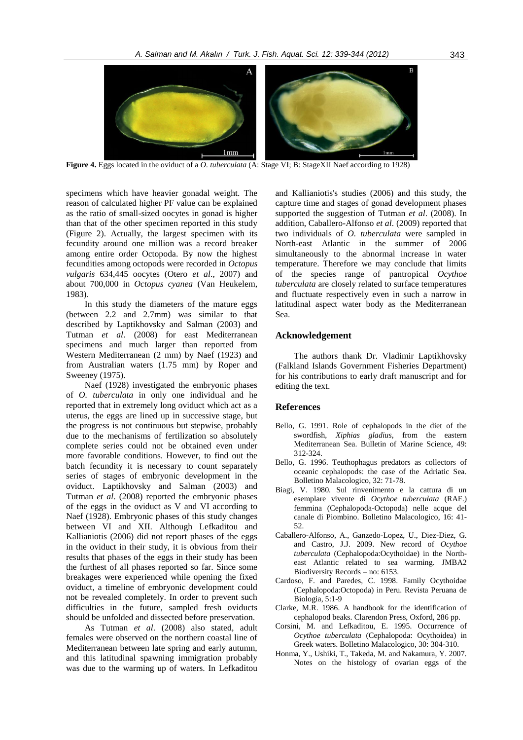**Figure 4.** Eggs located in the oviduct of a *O. tuberculata* (A: Stage VI; B: StageXII Naef according to 1928)

specimens which have heavier gonadal weight. The reason of calculated higher PF value can be explained as the ratio of small-sized oocytes in gonad is higher than that of the other specimen reported in this study (Figure 2). Actually, the largest specimen with its fecundity around one million was a record breaker among entire order Octopoda. By now the highest fecundities among octopods were recorded in *Octopus vulgaris* 634,445 oocytes (Otero *et al*., 2007) and about 700,000 in *Octopus cyanea* (Van Heukelem, 1983).

In this study the diameters of the mature eggs (between 2.2 and 2.7mm) was similar to that described by Laptikhovsky and Salman (2003) and Tutman *et al*. (2008) for east Mediterranean specimens and much larger than reported from Western Mediterranean (2 mm) by Naef (1923) and from Australian waters (1.75 mm) by Roper and Sweeney (1975).

Naef (1928) investigated the embryonic phases of *O. tuberculata* in only one individual and he reported that in extremely long oviduct which act as a uterus, the eggs are lined up in successive stage, but the progress is not continuous but stepwise, probably due to the mechanisms of fertilization so absolutely complete series could not be obtained even under more favorable conditions. However, to find out the batch fecundity it is necessary to count separately series of stages of embryonic development in the oviduct. Laptikhovsky and Salman (2003) and Tutman *et al*. (2008) reported the embryonic phases of the eggs in the oviduct as V and VI according to Naef (1928). Embryonic phases of this study changes between VI and XII. Although Lefkaditou and Kallianiotis (2006) did not report phases of the eggs in the oviduct in their study, it is obvious from their results that phases of the eggs in their study has been the furthest of all phases reported so far. Since some breakages were experienced while opening the fixed oviduct, a timeline of embryonic development could not be revealed completely. In order to prevent such difficulties in the future, sampled fresh oviducts should be unfolded and dissected before preservation.

As Tutman *et al*. (2008) also stated, adult females were observed on the northern coastal line of Mediterranean between late spring and early autumn, and this latitudinal spawning immigration probably was due to the warming up of waters. In Lefkaditou and Kallianiotis's studies (2006) and this study, the capture time and stages of gonad development phases supported the suggestion of Tutman *et al*. (2008). In addition, Caballero-Alfonso *et al*. (2009) reported that two individuals of *O. tuberculata* were sampled in North-east Atlantic in the summer of 2006 simultaneously to the abnormal increase in water temperature. Therefore we may conclude that limits of the species range of pantropical *Ocythoe tuberculata* are closely related to surface temperatures and fluctuate respectively even in such a narrow in latitudinal aspect water body as the Mediterranean Sea.

## Acknowledgement

The authors thank Dr. Vladimir Laptikhovsky (Falkland Islands Government Fisheries Department) for his contributions to early draft manuscript and for editing the text.

## References

- Bello, G. 1991. Role of cephalopods in the diet of the swordfish, *Xiphias gladius*, from the eastern Mediterranean Sea. Bulletin of Marine Science, 49: 312-324.
- Bello, G. 1996. Teuthophagus predators as collectors of oceanic cephalopods: the case of the Adriatic Sea. Bolletino Malacologico, 32: 71-78.
- Biagi, V. 1980. Sul rinvenimento e la cattura di un esemplare vivente di *Ocythoe tuberculata* (RAF.) femmina (Cephalopoda-Octopoda) nelle acque del canale di Piombino. Bolletino Malacologico, 16: 41-52.
- Caballero-Alfonso, A., Ganzedo-Lopez, U., Diez-Diez, G. and Castro, J.J. 2009. New record of *Ocythoe tuberculata* (Cephalopoda:Ocythoidae) in the North-east Atlantic related to sea warming. JMBA2 Biodiversity Records – no: 6153.
- Cardoso, F. and Paredes, C. 1998. Family Ocythoidae (Cephalopoda:Octopoda) in Peru. Revista Peruana de Biologia, 5:1-9
- Clarke, M.R. 1986. A handbook for the identification of cephalopod beaks. Clarendon Press, Oxford, 286 pp.
- Corsini, M. and Lefkaditou, E. 1995. Occurrence of *Ocythoe tuberculata* (Cephalopoda: Ocythoidea) in Greek waters. Bolletino Malacologico, 30: 304-310.
- Honma, Y., Ushiki, T., Takeda, M. and Nakamura, Y. 2007. Notes on the histology of ovarian eggs of the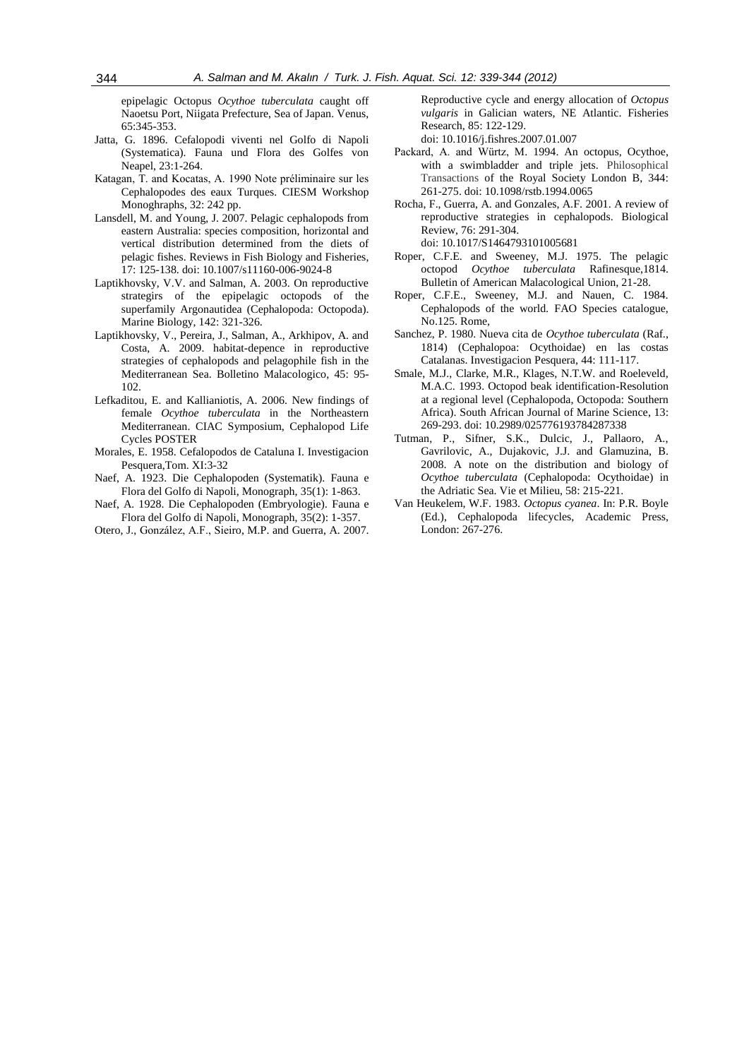epipelagic Octopus *Ocythoe tuberculata* caught off Naoetsu Port, Niigata Prefecture, Sea of Japan. Venus, 65:345-353.

Jatta, G. 1896. Cefalopodi viventi nel Golfo di Napoli (Systematica). Fauna und Flora des Golfes von Neapel, 23:1-264.

Katagan, T. and Kocatas, A. 1990 Note préliminaire sur les Cephalopodes des eaux Turques. CIESM Workshop Monoghraphs, 32: 242 pp.

Lansdell, M. and Young, J. 2007. Pelagic cephalopods from eastern Australia: species composition, horizontal and vertical distribution determined from the diets of pelagic fishes. Reviews in Fish Biology and Fisheries, 17: 125-138. doi: 10.1007/s11160-006-9024-8

Laptikhovsky, V.V. and Salman, A. 2003. On reproductive strategirs of the epipelagic octopods of the superfamily Argonautidea (Cephalopoda: Octopoda). Marine Biology, 142: 321-326.

Laptikhovsky, V., Pereira, J., Salman, A., Arkhipov, A. and Costa, A. 2009. habitat-depence in reproductive strategies of cephalopods and pelagophile fish in the Mediterranean Sea. Bolletino Malacologico, 45: 95-102.

Lefkaditou, E. and Kallianiotis, A. 2006. New findings of female *Ocythoe tuberculata* in the Northeastern Mediterranean. CIAC Symposium, Cephalopod Life Cycles POSTER

Morales, E. 1958. Cefalopodos de Cataluna I. Investigacion Pesquera,Tom. XI:3-32

Naef, A. 1923. Die Cephalopoden (Systematik). Fauna e Flora del Golfo di Napoli, Monograph, 35(1): 1-863.

Naef, A. 1928. Die Cephalopoden (Embryologie). Fauna e Flora del Golfo di Napoli, Monograph, 35(2): 1-357.

Otero, J., González, A.F., Sieiro, M.P. and Guerra, A. 2007. Reproductive cycle and energy allocation of *Octopus vulgaris* in Galician waters, NE Atlantic. Fisheries Research, 85: 122-129. doi: 10.1016/j.fishres.2007.01.007

Packard, A. and Würtz, M. 1994. An octopus, Ocythoe, with a swimbladder and triple jets. Philosophical Transactions of the Royal Society London B, 344: 261-275. doi: 10.1098/rstb.1994.0065

Rocha, F., Guerra, A. and Gonzales, A.F. 2001. A review of reproductive strategies in cephalopods. Biological Review, 76: 291-304. doi: 10.1017/S1464793101005681

Roper, C.F.E. and Sweeney, M.J. 1975. The pelagic octopod *Ocythoe tuberculata* Rafinesque,1814. Bulletin of American Malacological Union, 21-28.

Roper, C.F.E., Sweeney, M.J. and Nauen, C. 1984. Cephalopods of the world. FAO Species catalogue, No.125. Rome,

Sanchez, P. 1980. Nueva cita de *Ocythoe tuberculata* (Raf., 1814) (Cephalopoa: Ocythoidae) en las costas Catalanas. Investigacion Pesquera, 44: 111-117.

Smale, M.J., Clarke, M.R., Klages, N.T.W. and Roeleveld, M.A.C. 1993. Octopod beak identification-Resolution at a regional level (Cephalopoda, Octopoda: Southern Africa). South African Journal of Marine Science, 13: 269-293. doi: 10.2989/025776193784287338

Tutman, P., Sifner, S.K., Dulcic, J., Pallaoro, A., Gavrilovic, A., Dujakovic, J.J. and Glamuzina, B. 2008. A note on the distribution and biology of *Ocythoe tuberculata* (Cephalopoda: Ocythoidae) in the Adriatic Sea. Vie et Milieu, 58: 215-221.

Van Heukelem, W.F. 1983. *Octopus cyanea*. In: P.R. Boyle (Ed.), Cephalopoda lifecycles, Academic Press, London: 267-276.